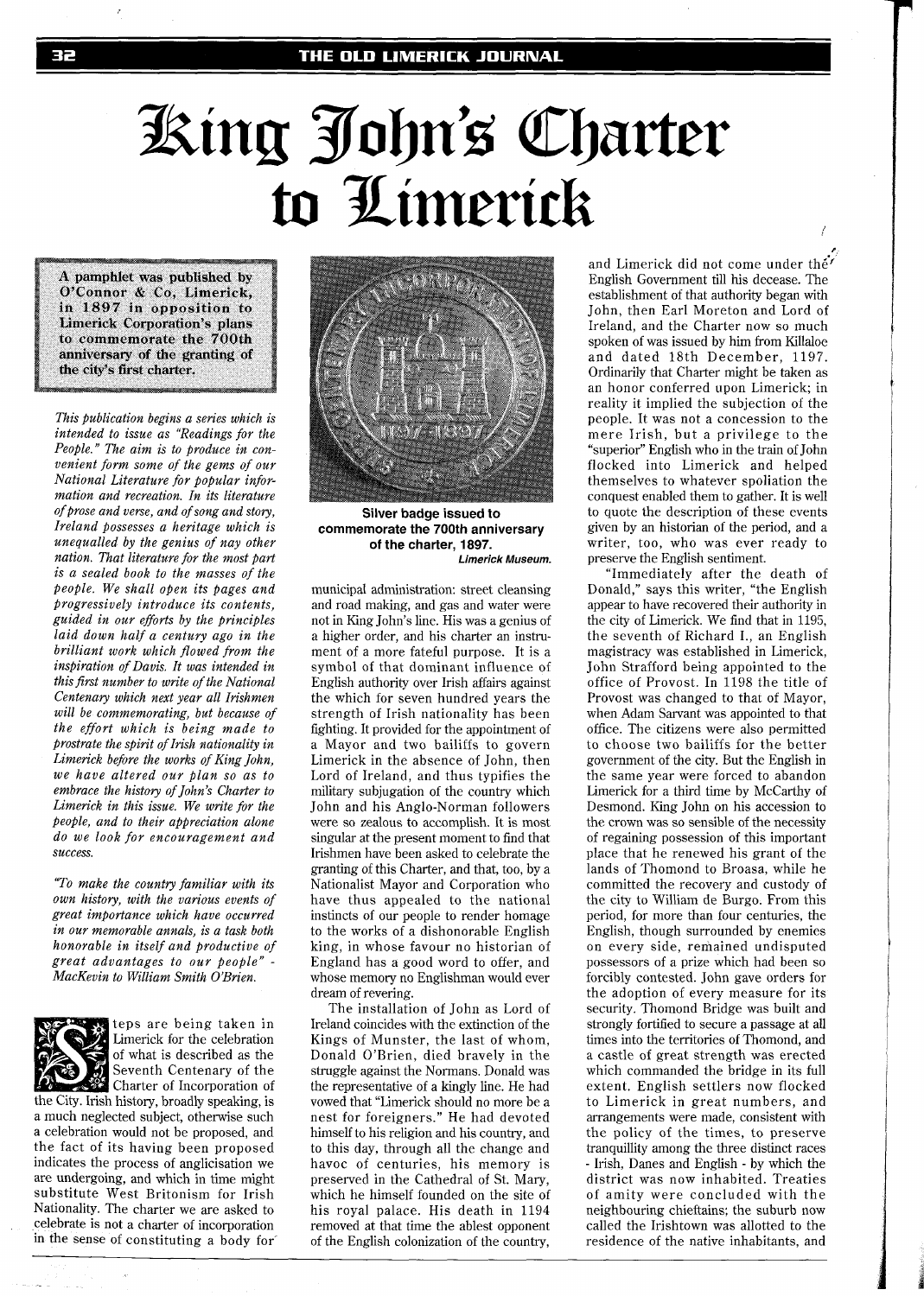# King John's Charter to Limerick

**A pamphlet was published by O'Connor & Co, Limerick, in 1897 in opposition to Limerick Corporation's plans to commemorate the 700th anniversary of the granting of the city's first charter.**

*This publication begins a series which is intended to issue as "Readings for the People." The aim is to produce in convenient form some of the gems of our National Literature for popular information and recreation. In its literature of prose and verse, and of song and story, Ireland possesses a heritage which is unequalled by the genius of nay other nation. That literature for the most part is a sealed book to the masses of the people. We shall open its pages and progressively introduce its contents, guided in our efforts by the principles laid down half a century ago in the brilliant work which flowed from the inspiration of Davis. It was intended in this first number to write of the National Centenary which next year all Irishmen will be commemorating, but because of the effort which is being made to prostrate the spirit of Irish nationality in Limerick before the works of King John, we have altered our plan so as to embrace the history of John's Charter to Limerick in this issue. We write for the people, and to their appreciation alone do we look for encouragement and success.*

*"To make the country familiar with its own history, with the various events of great importance which have occurred in our memorable annals, is a task both honorable in itself and productive of great advantages to our people" - MacKevin to William Smith O'Brien.*

Steps are being taken in Limerick for the celebration of what is described as the Seventh Centenary of the Charter of Incorporation of the City. Irish history, broadly speaking, is a much neglected subject, otherwise such a celebration would not be proposed, and the fact of its having been proposed indicates the process of anglicisation we are undergoing, and which in time might substitute West Britonism for Irish Nationality. The charter we are asked to celebrate is not a charter of incorporation in the sense of constituting a body for municipal administration: street cleansing and road making, and gas and water were not in King John's line. His was a genius of a higher order, and his charter an instrument of a more fateful purpose. It is a symbol of that dominant influence of English authority over Irish affairs against the which for seven hundred years the strength of Irish nationality has been fighting. It provided for the appointment of a Mayor and two bailiffs to govern Limerick in the absence of John, then Lord of Ireland, and thus typifies the military subjugation of the country which John and his Anglo-Norman followers were so zealous to accomplish. It is most singular at the present moment to find that Irishmen have been asked to celebrate the granting of this Charter, and that, too, by a Nationalist Mayor and Corporation who have thus appealed to the national instincts of our people to render homage to the works of a dishonorable English king, in whose favour no historian of England has a good word to offer, and whose memory no Englishman would ever dream of revering.

**Silver badge issued to commemorate the 700th anniversary of the charter, 1897.**
*Limerick Museum.*

The installation of John as Lord of Ireland coincides with the extinction of the Kings of Munster, the last of whom, Donald O'Brien, died bravely in the struggle against the Normans. Donald was the representative of a kingly line. He had vowed that "Limerick should no more be a nest for foreigners." He had devoted himself to his religion and his country, and to this day, through all the change and havoc of centuries, his memory is preserved in the Cathedral of St. Mary, which he himself founded on the site of his royal palace. His death in 1194 removed at that time the ablest opponent of the English colonization of the country, and Limerick did not come under the English Government till his decease. The establishment of that authority began with John, then Earl Moreton and Lord of Ireland, and the Charter now so much spoken of was issued by him from Killaloe and dated 18th December, 1197. Ordinarily that Charter might be taken as an honor conferred upon Limerick; in reality it implied the subjection of the people. It was not a concession to the mere Irish, but a privilege to the "superior" English who in the train of John flocked into Limerick and helped themselves to whatever spoliation the conquest enabled them to gather. It is well to quote the description of these events given by an historian of the period, and a writer, too, who was ever ready to preserve the English sentiment.

"Immediately after the death of Donald," says this writer, "the English appear to have recovered their authority in the city of Limerick. We find that in 1195, the seventh of Richard I., an English magistracy was established in Limerick, John Strafford being appointed to the office of Provost. In 1198 the title of Provost was changed to that of Mayor, when Adam Sarvant was appointed to that office. The citizens were also permitted to choose two bailiffs for the better government of the city. But the English in the same year were forced to abandon Limerick for a third time by McCarthy of Desmond. King John on his accession to the crown was so sensible of the necessity of regaining possession of this important place that he renewed his grant of the lands of Thomond to Broasa, while he committed the recovery and custody of the city to William de Burgo. From this period, for more than four centuries, the English, though surrounded by enemies on every side, remained undisputed possessors of a prize which had been so forcibly contested. John gave orders for the adoption of every measure for its security. Thomond Bridge was built and strongly fortified to secure a passage at all times into the territories of Thomond, and a castle of great strength was erected which commanded the bridge in its full extent. English settlers now flocked to Limerick in great numbers, and arrangements were made, consistent with the policy of the times, to preserve tranquillity among the three distinct races - Irish, Danes and English - by which the district was now inhabited. Treaties of amity were concluded with the neighbouring chieftains; the suburb now called the Irishtown was allotted to the residence of the native inhabitants, and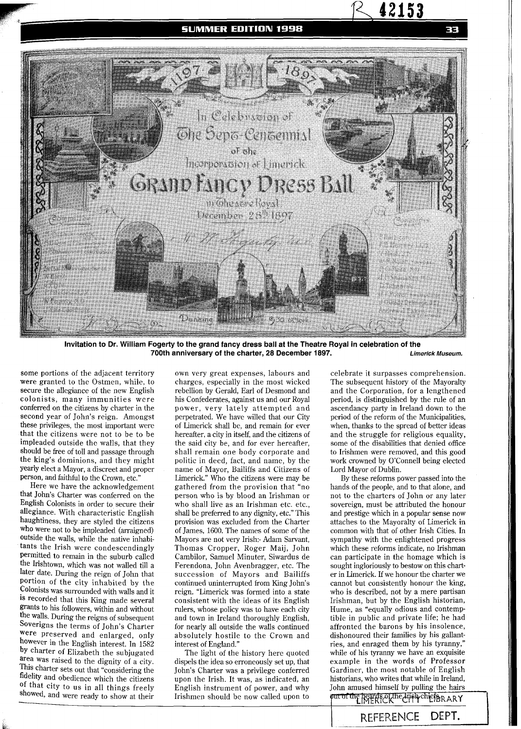Invitation to Dr. William Fogerty to the grand fancy dress ball at the Theatre Royal in celebration of the 700th anniversary of the charter, 28 December 1897. *Limerick Museum.*

some portions of the adjacent territory were granted to the Ostmen, while, to secure the allegiance of the new English colonists, many immunities were conferred on the citizens by charter in the second year of John's reign. Amongst these privileges, the most important were that the citizens were not to be to be impleaded outside the walls, that they should be free of toll and passage through the king's dominions, and they might yearly elect a Mayor, a discreet and proper person, and faithful to the Crown, etc."

Here we have the acknowledgement that John's Charter was conferred on the English Colonists in order to secure their allegiance. With characteristic English haughtiness, they are styled the citizens who were not to be impleaded (arraigned) outside the walls, while the native inhabitants the Irish were condescendingly permitted to remain in the suburb called the Irishtown, which was not walled till a later date. During the reign of John that portion of the city inhabited by the Colonists was surrounded with walls and it is recorded that this King made several grants to his followers, within and without the walls. During the reigns of subsequent Soverigns the terms of John's Charter were preserved and enlarged, only however in the English interest. In 1582 by charter of Elizabeth the subjugated area was raised to the dignity of a city. This charter sets out that "considering the fidelity and obedience which the citizens of that city to us in all things freely showed, and were ready to show at their own very great expenses, labours and charges, especially in the most wicked rebellion by Gerald, Earl of Desmond and his Confederates, against us and our Royal power, very lately attempted and perpetrated. We have willed that our City of Limerick shall be, and remain for ever hereafter, a city in itself, and the citizens of the said city be, and for ever hereafter, shall remain one body corporate and politic in deed, fact, and name, by the name of Mayor, Bailiffs and Citizens of Limerick." Who the citizens were may be gathered from the provision that "no person who is by blood an Irishman or who shall live as an Irishman etc. etc., shall be preferred to any dignity, etc." This provision was excluded from the Charter of James, 1600. The names of some of the Mayors are not very Irish:- Adam Sarvant, Thomas Cropper, Roger Maij, John Cambilor, Samuel Minuter, Siwardus de Ferendona, John Avenbragger, etc. The succession of Mayors and Bailiffs continued uninterrupted from King John's reign. "Limerick was formed into a state consistent with the ideas of its English rulers, whose policy was to have each city and town in Ireland thoroughly English, for nearly all outside the walls continued absolutely hostile to the Crown and interest of England."

The light of the history here quoted dispels the idea so erroneously set up, that John's Charter was a privilege conferred upon the Irish. It was, as indicated, an English instrument of power, and why Irishmen should be now called upon to celebrate it surpasses comprehension. The subsequent history of the Mayoralty and the Corporation, for a lengthened period, is distinguished by the rule of an ascendancy party in Ireland down to the period of the reform of the Municipalities, when, thanks to the spread of better ideas and the struggle for religious equality, some of the disabilities that denied office to Irishmen were removed, and this good work crowned by O'Connell being elected Lord Mayor of Dublin.

By these reforms power passed into the hands of the people, and to that alone, and not to the charters of John or any later sovereign, must be attributed the honour and prestige which in a popular sense now attaches to the Mayoralty of Limerick in common with that of other Irish Cities. In sympathy with the enlightened progress which these reforms indicate, no Irishman can participate in the homage which is sought ingloriously to bestow on this charter in Limerick. If we honour the charter we cannot but consistently honour the king, who is described, not by a mere partisan Irishman, but by the English historian, Hume, as "equally odious and contemptible in public and private life; he had affronted the barons by his insolence, dishonoured their families by his gallantries, and enraged them by his tyranny," while of his tyranny we have an exquisite example in the words of Professor Gardiner, the most notable of English historians, who writes that while in Ireland, John amused himself by pulling the hairs out of the beards of the Irish chiefs.